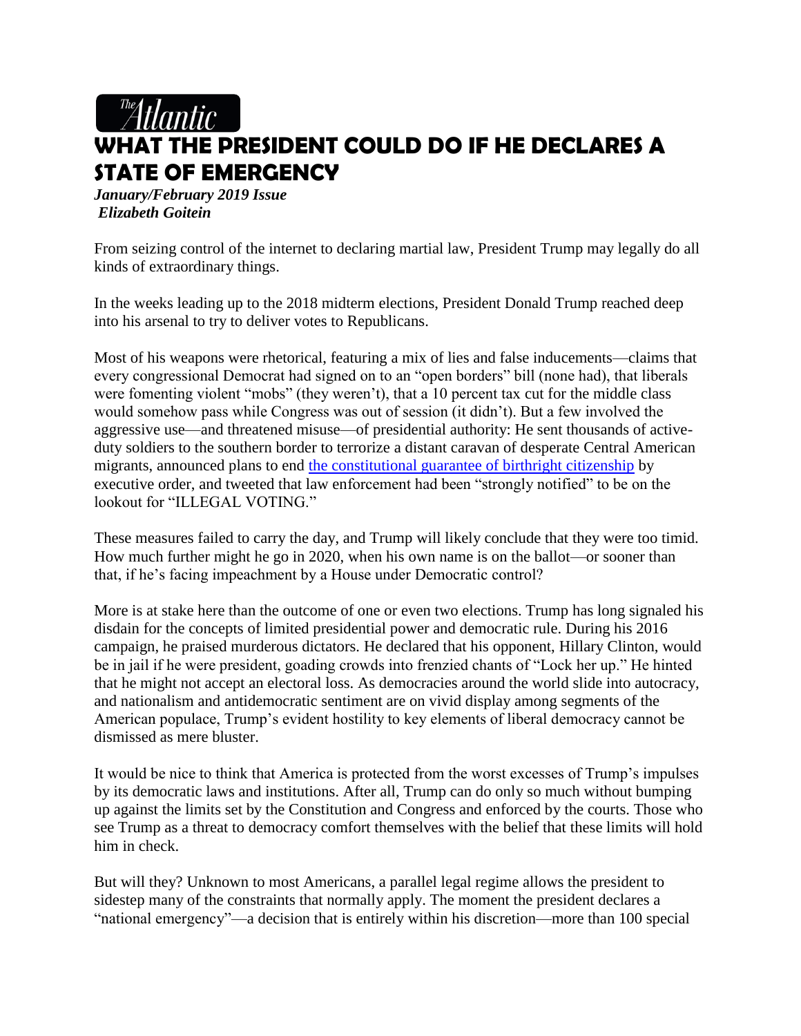The Atlantic

# WHAT THE PRESIDENT COULD DO IF HE DECLARES A STATE OF EMERGENCY

***January/February 2019 Issue***
***Elizabeth Goitein***

From seizing control of the internet to declaring martial law, President Trump may legally do all kinds of extraordinary things.

In the weeks leading up to the 2018 midterm elections, President Donald Trump reached deep into his arsenal to try to deliver votes to Republicans.

Most of his weapons were rhetorical, featuring a mix of lies and false inducements—claims that every congressional Democrat had signed on to an "open borders" bill (none had), that liberals were fomenting violent "mobs" (they weren't), that a 10 percent tax cut for the middle class would somehow pass while Congress was out of session (it didn't). But a few involved the aggressive use—and threatened misuse—of presidential authority: He sent thousands of active-duty soldiers to the southern border to terrorize a distant caravan of desperate Central American migrants, announced plans to end [the constitutional guarantee of birthright citizenship]() by executive order, and tweeted that law enforcement had been "strongly notified" to be on the lookout for "ILLEGAL VOTING."

These measures failed to carry the day, and Trump will likely conclude that they were too timid. How much further might he go in 2020, when his own name is on the ballot—or sooner than that, if he's facing impeachment by a House under Democratic control?

More is at stake here than the outcome of one or even two elections. Trump has long signaled his disdain for the concepts of limited presidential power and democratic rule. During his 2016 campaign, he praised murderous dictators. He declared that his opponent, Hillary Clinton, would be in jail if he were president, goading crowds into frenzied chants of "Lock her up." He hinted that he might not accept an electoral loss. As democracies around the world slide into autocracy, and nationalism and antidemocratic sentiment are on vivid display among segments of the American populace, Trump's evident hostility to key elements of liberal democracy cannot be dismissed as mere bluster.

It would be nice to think that America is protected from the worst excesses of Trump's impulses by its democratic laws and institutions. After all, Trump can do only so much without bumping up against the limits set by the Constitution and Congress and enforced by the courts. Those who see Trump as a threat to democracy comfort themselves with the belief that these limits will hold him in check.

But will they? Unknown to most Americans, a parallel legal regime allows the president to sidestep many of the constraints that normally apply. The moment the president declares a "national emergency"—a decision that is entirely within his discretion—more than 100 special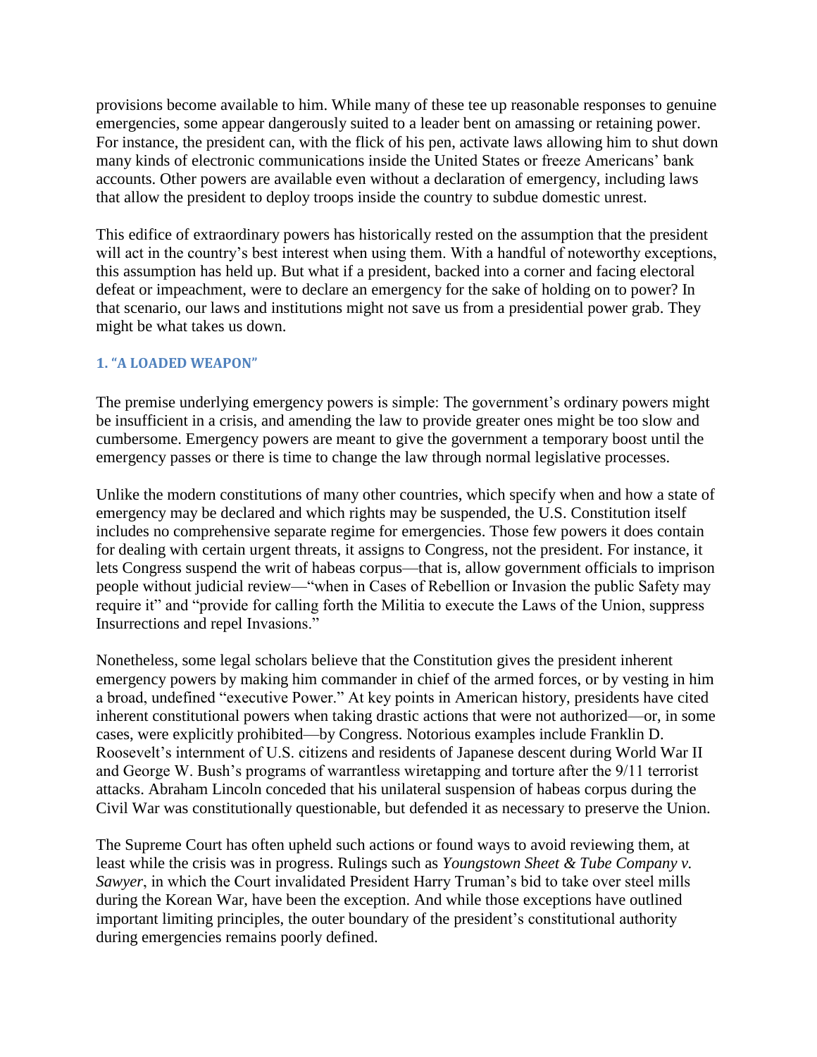provisions become available to him. While many of these tee up reasonable responses to genuine emergencies, some appear dangerously suited to a leader bent on amassing or retaining power. For instance, the president can, with the flick of his pen, activate laws allowing him to shut down many kinds of electronic communications inside the United States or freeze Americans' bank accounts. Other powers are available even without a declaration of emergency, including laws that allow the president to deploy troops inside the country to subdue domestic unrest.

This edifice of extraordinary powers has historically rested on the assumption that the president will act in the country's best interest when using them. With a handful of noteworthy exceptions, this assumption has held up. But what if a president, backed into a corner and facing electoral defeat or impeachment, were to declare an emergency for the sake of holding on to power? In that scenario, our laws and institutions might not save us from a presidential power grab. They might be what takes us down.

### 1. "A LOADED WEAPON"

The premise underlying emergency powers is simple: The government's ordinary powers might be insufficient in a crisis, and amending the law to provide greater ones might be too slow and cumbersome. Emergency powers are meant to give the government a temporary boost until the emergency passes or there is time to change the law through normal legislative processes.

Unlike the modern constitutions of many other countries, which specify when and how a state of emergency may be declared and which rights may be suspended, the U.S. Constitution itself includes no comprehensive separate regime for emergencies. Those few powers it does contain for dealing with certain urgent threats, it assigns to Congress, not the president. For instance, it lets Congress suspend the writ of habeas corpus—that is, allow government officials to imprison people without judicial review—"when in Cases of Rebellion or Invasion the public Safety may require it" and "provide for calling forth the Militia to execute the Laws of the Union, suppress Insurrections and repel Invasions."

Nonetheless, some legal scholars believe that the Constitution gives the president inherent emergency powers by making him commander in chief of the armed forces, or by vesting in him a broad, undefined "executive Power." At key points in American history, presidents have cited inherent constitutional powers when taking drastic actions that were not authorized—or, in some cases, were explicitly prohibited—by Congress. Notorious examples include Franklin D. Roosevelt's internment of U.S. citizens and residents of Japanese descent during World War II and George W. Bush's programs of warrantless wiretapping and torture after the 9/11 terrorist attacks. Abraham Lincoln conceded that his unilateral suspension of habeas corpus during the Civil War was constitutionally questionable, but defended it as necessary to preserve the Union.

The Supreme Court has often upheld such actions or found ways to avoid reviewing them, at least while the crisis was in progress. Rulings such as *Youngstown Sheet & Tube Company v. Sawyer*, in which the Court invalidated President Harry Truman's bid to take over steel mills during the Korean War, have been the exception. And while those exceptions have outlined important limiting principles, the outer boundary of the president's constitutional authority during emergencies remains poorly defined.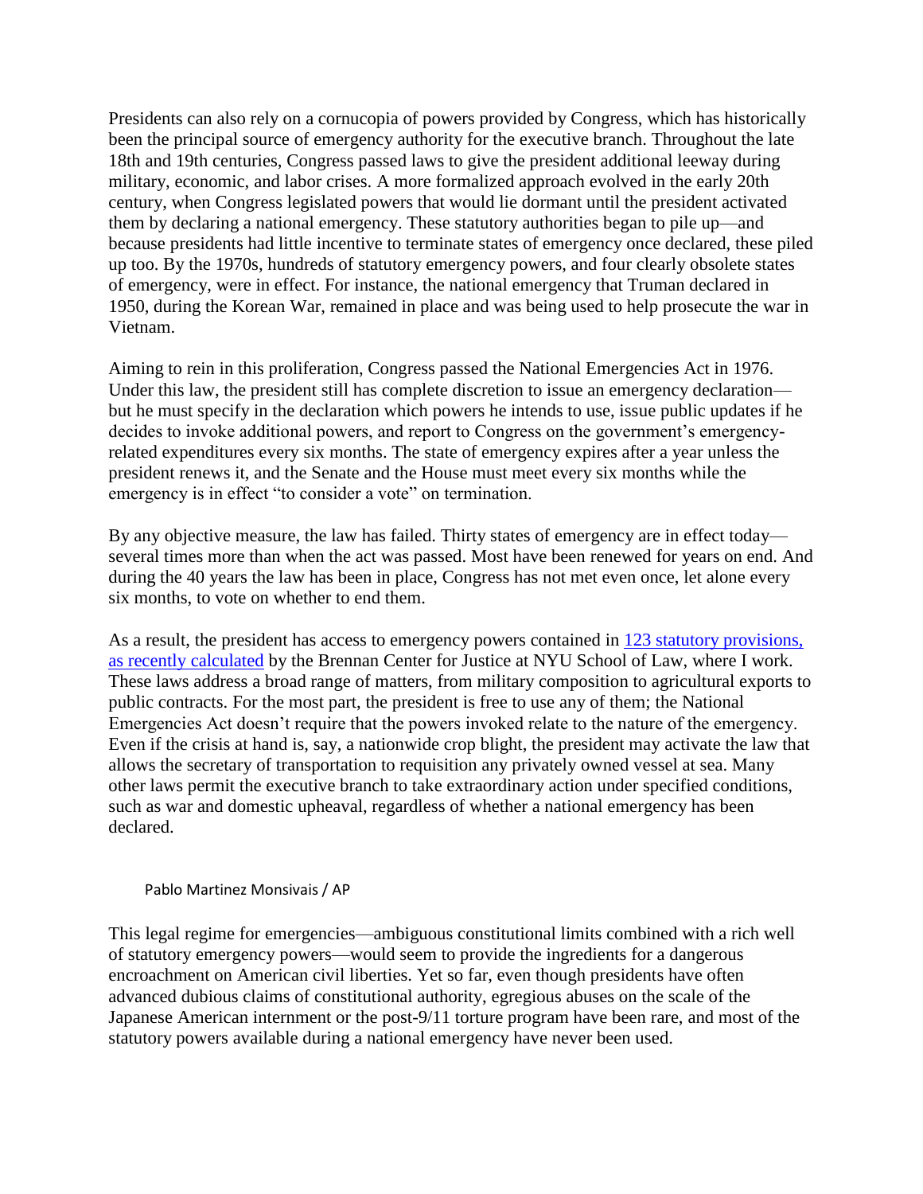Presidents can also rely on a cornucopia of powers provided by Congress, which has historically been the principal source of emergency authority for the executive branch. Throughout the late 18th and 19th centuries, Congress passed laws to give the president additional leeway during military, economic, and labor crises. A more formalized approach evolved in the early 20th century, when Congress legislated powers that would lie dormant until the president activated them by declaring a national emergency. These statutory authorities began to pile up—and because presidents had little incentive to terminate states of emergency once declared, these piled up too. By the 1970s, hundreds of statutory emergency powers, and four clearly obsolete states of emergency, were in effect. For instance, the national emergency that Truman declared in 1950, during the Korean War, remained in place and was being used to help prosecute the war in Vietnam.

Aiming to rein in this proliferation, Congress passed the National Emergencies Act in 1976. Under this law, the president still has complete discretion to issue an emergency declaration—but he must specify in the declaration which powers he intends to use, issue public updates if he decides to invoke additional powers, and report to Congress on the government's emergency-related expenditures every six months. The state of emergency expires after a year unless the president renews it, and the Senate and the House must meet every six months while the emergency is in effect "to consider a vote" on termination.

By any objective measure, the law has failed. Thirty states of emergency are in effect today—several times more than when the act was passed. Most have been renewed for years on end. And during the 40 years the law has been in place, Congress has not met even once, let alone every six months, to vote on whether to end them.

As a result, the president has access to emergency powers contained in [123 statutory provisions, as recently calculated] by the Brennan Center for Justice at NYU School of Law, where I work. These laws address a broad range of matters, from military composition to agricultural exports to public contracts. For the most part, the president is free to use any of them; the National Emergencies Act doesn't require that the powers invoked relate to the nature of the emergency. Even if the crisis at hand is, say, a nationwide crop blight, the president may activate the law that allows the secretary of transportation to requisition any privately owned vessel at sea. Many other laws permit the executive branch to take extraordinary action under specified conditions, such as war and domestic upheaval, regardless of whether a national emergency has been declared.

Pablo Martinez Monsivais / AP

This legal regime for emergencies—ambiguous constitutional limits combined with a rich well of statutory emergency powers—would seem to provide the ingredients for a dangerous encroachment on American civil liberties. Yet so far, even though presidents have often advanced dubious claims of constitutional authority, egregious abuses on the scale of the Japanese American internment or the post-9/11 torture program have been rare, and most of the statutory powers available during a national emergency have never been used.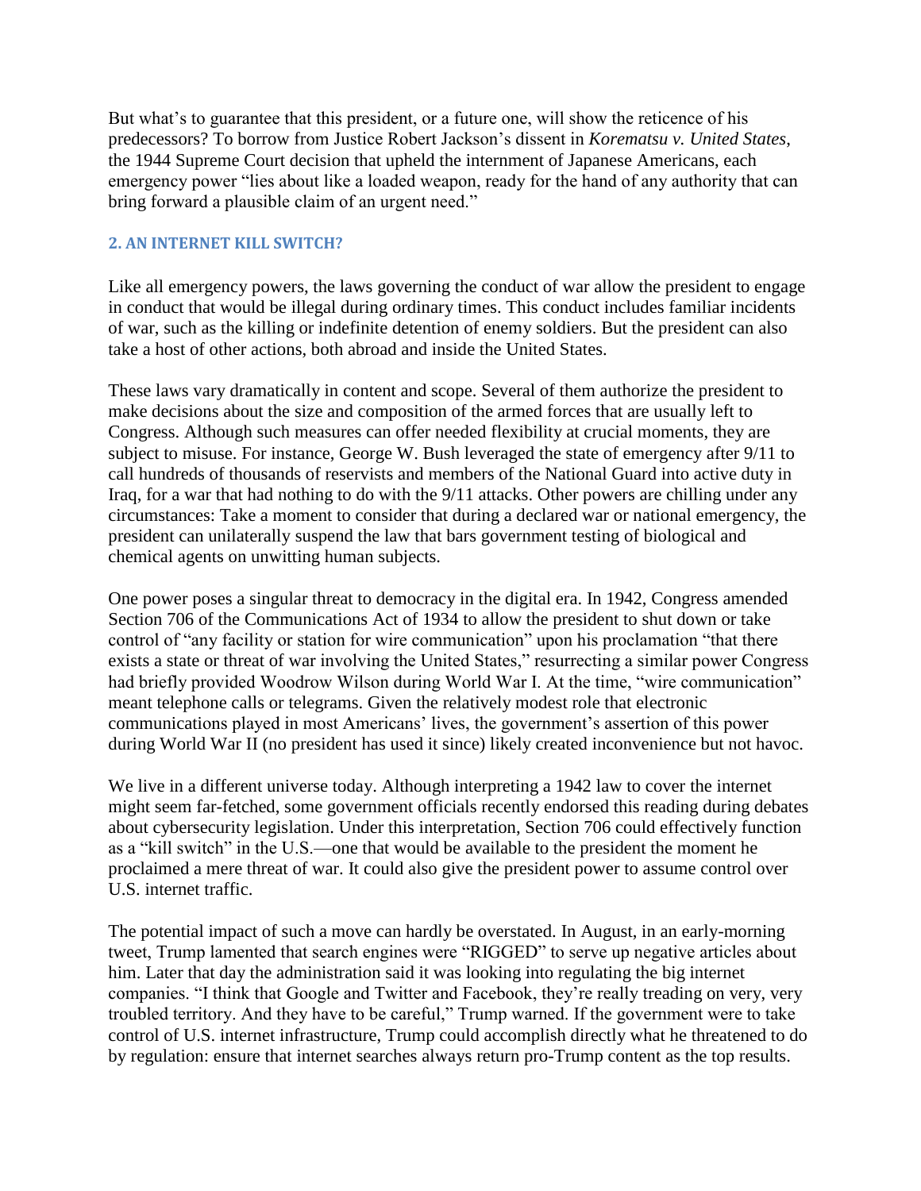But what's to guarantee that this president, or a future one, will show the reticence of his predecessors? To borrow from Justice Robert Jackson's dissent in *Korematsu v. United States*, the 1944 Supreme Court decision that upheld the internment of Japanese Americans, each emergency power "lies about like a loaded weapon, ready for the hand of any authority that can bring forward a plausible claim of an urgent need."

## 2. AN INTERNET KILL SWITCH?

Like all emergency powers, the laws governing the conduct of war allow the president to engage in conduct that would be illegal during ordinary times. This conduct includes familiar incidents of war, such as the killing or indefinite detention of enemy soldiers. But the president can also take a host of other actions, both abroad and inside the United States.

These laws vary dramatically in content and scope. Several of them authorize the president to make decisions about the size and composition of the armed forces that are usually left to Congress. Although such measures can offer needed flexibility at crucial moments, they are subject to misuse. For instance, George W. Bush leveraged the state of emergency after 9/11 to call hundreds of thousands of reservists and members of the National Guard into active duty in Iraq, for a war that had nothing to do with the 9/11 attacks. Other powers are chilling under any circumstances: Take a moment to consider that during a declared war or national emergency, the president can unilaterally suspend the law that bars government testing of biological and chemical agents on unwitting human subjects.

One power poses a singular threat to democracy in the digital era. In 1942, Congress amended Section 706 of the Communications Act of 1934 to allow the president to shut down or take control of "any facility or station for wire communication" upon his proclamation "that there exists a state or threat of war involving the United States," resurrecting a similar power Congress had briefly provided Woodrow Wilson during World War I. At the time, "wire communication" meant telephone calls or telegrams. Given the relatively modest role that electronic communications played in most Americans' lives, the government's assertion of this power during World War II (no president has used it since) likely created inconvenience but not havoc.

We live in a different universe today. Although interpreting a 1942 law to cover the internet might seem far-fetched, some government officials recently endorsed this reading during debates about cybersecurity legislation. Under this interpretation, Section 706 could effectively function as a "kill switch" in the U.S.—one that would be available to the president the moment he proclaimed a mere threat of war. It could also give the president power to assume control over U.S. internet traffic.

The potential impact of such a move can hardly be overstated. In August, in an early-morning tweet, Trump lamented that search engines were "RIGGED" to serve up negative articles about him. Later that day the administration said it was looking into regulating the big internet companies. "I think that Google and Twitter and Facebook, they're really treading on very, very troubled territory. And they have to be careful," Trump warned. If the government were to take control of U.S. internet infrastructure, Trump could accomplish directly what he threatened to do by regulation: ensure that internet searches always return pro-Trump content as the top results.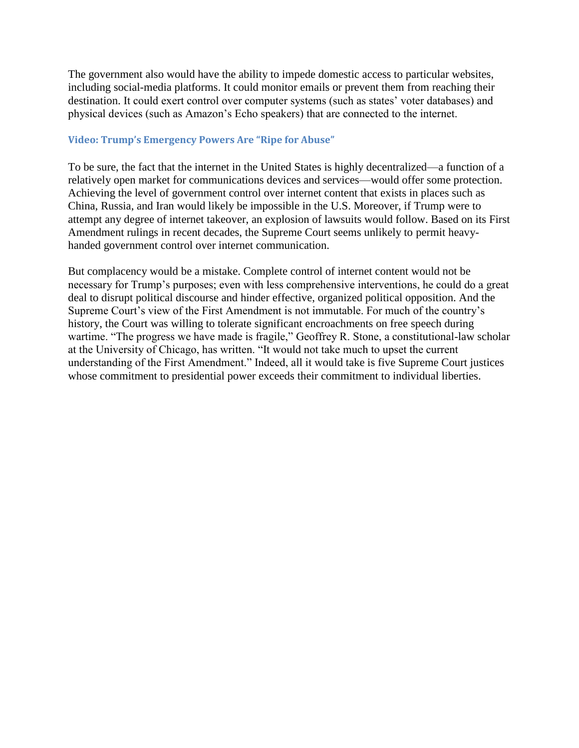The government also would have the ability to impede domestic access to particular websites, including social-media platforms. It could monitor emails or prevent them from reaching their destination. It could exert control over computer systems (such as states' voter databases) and physical devices (such as Amazon's Echo speakers) that are connected to the internet.

### Video: Trump's Emergency Powers Are "Ripe for Abuse"

To be sure, the fact that the internet in the United States is highly decentralized—a function of a relatively open market for communications devices and services—would offer some protection. Achieving the level of government control over internet content that exists in places such as China, Russia, and Iran would likely be impossible in the U.S. Moreover, if Trump were to attempt any degree of internet takeover, an explosion of lawsuits would follow. Based on its First Amendment rulings in recent decades, the Supreme Court seems unlikely to permit heavy-handed government control over internet communication.

But complacency would be a mistake. Complete control of internet content would not be necessary for Trump's purposes; even with less comprehensive interventions, he could do a great deal to disrupt political discourse and hinder effective, organized political opposition. And the Supreme Court's view of the First Amendment is not immutable. For much of the country's history, the Court was willing to tolerate significant encroachments on free speech during wartime. "The progress we have made is fragile," Geoffrey R. Stone, a constitutional-law scholar at the University of Chicago, has written. "It would not take much to upset the current understanding of the First Amendment." Indeed, all it would take is five Supreme Court justices whose commitment to presidential power exceeds their commitment to individual liberties.